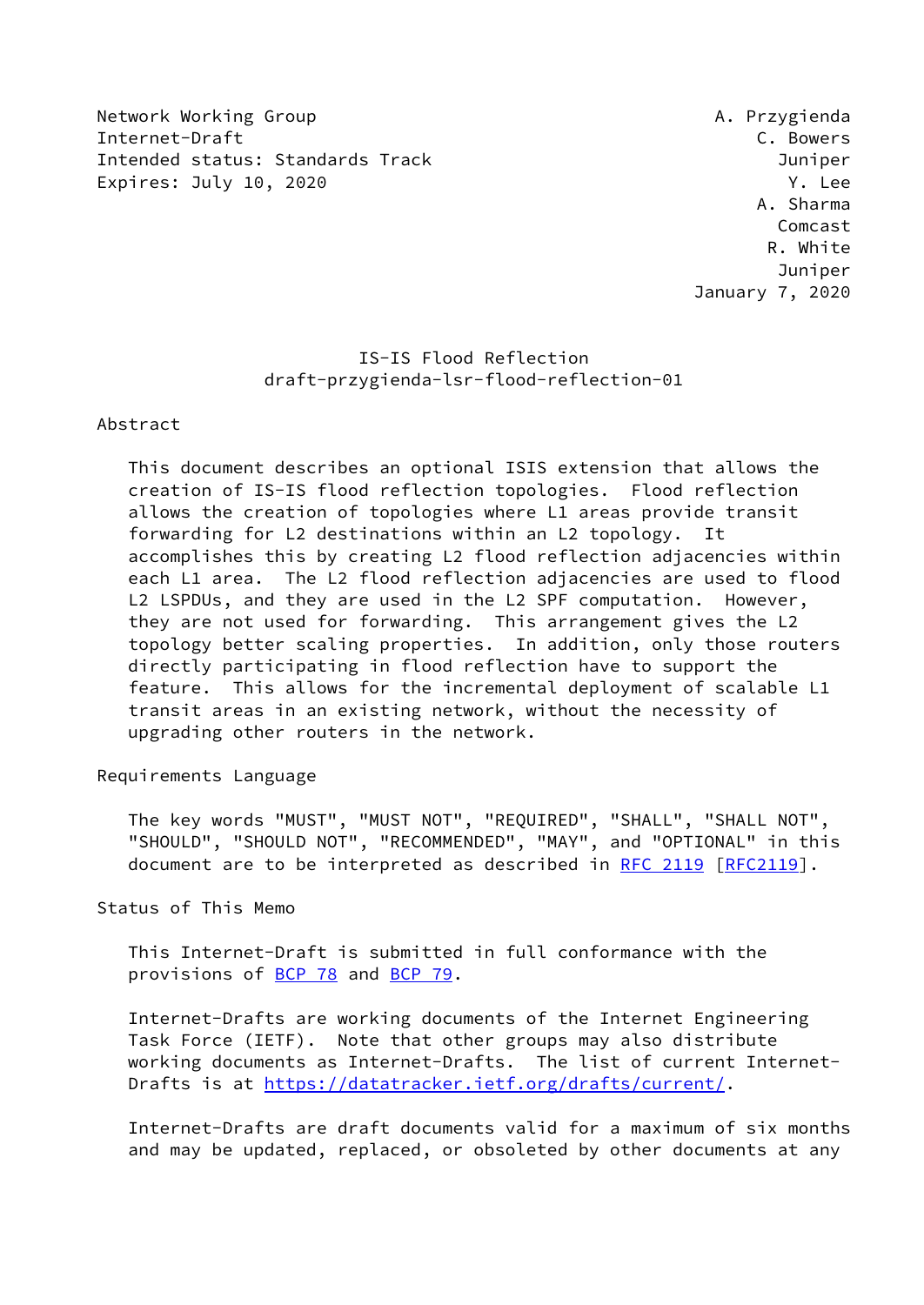Network Working Group A. Przygienda
Internet-Draft C. Bowers
Intended status: Standards Track Juniper
Expires: July 10, 2020 Y. Lee
A. Sharma
Comcast
R. White
Juniper
January 7, 2020

# IS-IS Flood Reflection
## draft-przygienda-lsr-flood-reflection-01

## Abstract

This document describes an optional ISIS extension that allows the creation of IS-IS flood reflection topologies. Flood reflection allows the creation of topologies where L1 areas provide transit forwarding for L2 destinations within an L2 topology. It accomplishes this by creating L2 flood reflection adjacencies within each L1 area. The L2 flood reflection adjacencies are used to flood L2 LSPDUs, and they are used in the L2 SPF computation. However, they are not used for forwarding. This arrangement gives the L2 topology better scaling properties. In addition, only those routers directly participating in flood reflection have to support the feature. This allows for the incremental deployment of scalable L1 transit areas in an existing network, without the necessity of upgrading other routers in the network.

## Requirements Language

The key words "MUST", "MUST NOT", "REQUIRED", "SHALL", "SHALL NOT", "SHOULD", "SHOULD NOT", "RECOMMENDED", "MAY", and "OPTIONAL" in this document are to be interpreted as described in RFC 2119 [RFC2119].

## Status of This Memo

This Internet-Draft is submitted in full conformance with the provisions of BCP 78 and BCP 79.

Internet-Drafts are working documents of the Internet Engineering Task Force (IETF). Note that other groups may also distribute working documents as Internet-Drafts. The list of current Internet-Drafts is at https://datatracker.ietf.org/drafts/current/.

Internet-Drafts are draft documents valid for a maximum of six months and may be updated, replaced, or obsoleted by other documents at any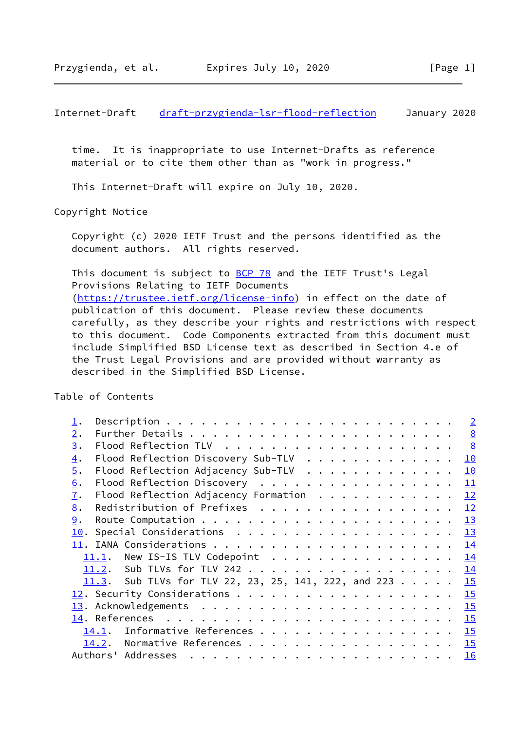time. It is inappropriate to use Internet-Drafts as reference material or to cite them other than as "work in progress."

This Internet-Draft will expire on July 10, 2020.

## Copyright Notice

Copyright (c) 2020 IETF Trust and the persons identified as the document authors. All rights reserved.

This document is subject to BCP 78 and the IETF Trust's Legal Provisions Relating to IETF Documents (https://trustee.ietf.org/license-info) in effect on the date of publication of this document. Please review these documents carefully, as they describe your rights and restrictions with respect to this document. Code Components extracted from this document must include Simplified BSD License text as described in Section 4.e of the Trust Legal Provisions and are provided without warranty as described in the Simplified BSD License.

## Table of Contents

```
   1.  Description . . . . . . . . . . . . . . . . . . . . . . . .   2
   2.  Further Details . . . . . . . . . . . . . . . . . . . . . .   8
   3.  Flood Reflection TLV  . . . . . . . . . . . . . . . . . . .   8
   4.  Flood Reflection Discovery Sub-TLV  . . . . . . . . . . . .  10
   5.  Flood Reflection Adjacency Sub-TLV  . . . . . . . . . . . .  10
   6.  Flood Reflection Discovery  . . . . . . . . . . . . . . . .  11
   7.  Flood Reflection Adjacency Formation  . . . . . . . . . . .  12
   8.  Redistribution of Prefixes  . . . . . . . . . . . . . . . .  12
   9.  Route Computation . . . . . . . . . . . . . . . . . . . . .  13
   10. Special Considerations  . . . . . . . . . . . . . . . . . .  13
   11. IANA Considerations . . . . . . . . . . . . . . . . . . . .  14
     11.1.  New IS-IS TLV Codepoint  . . . . . . . . . . . . . . .  14
     11.2.  Sub TLVs for TLV 242 . . . . . . . . . . . . . . . . .  14
     11.3.  Sub TLVs for TLV 22, 23, 25, 141, 222, and 223 . . . .  15
   12. Security Considerations . . . . . . . . . . . . . . . . . .  15
   13. Acknowledgements  . . . . . . . . . . . . . . . . . . . . .  15
   14. References  . . . . . . . . . . . . . . . . . . . . . . . .  15
     14.1.  Informative References . . . . . . . . . . . . . . . .  15
     14.2.  Normative References . . . . . . . . . . . . . . . . .  15
   Authors' Addresses  . . . . . . . . . . . . . . . . . . . . . .  16
```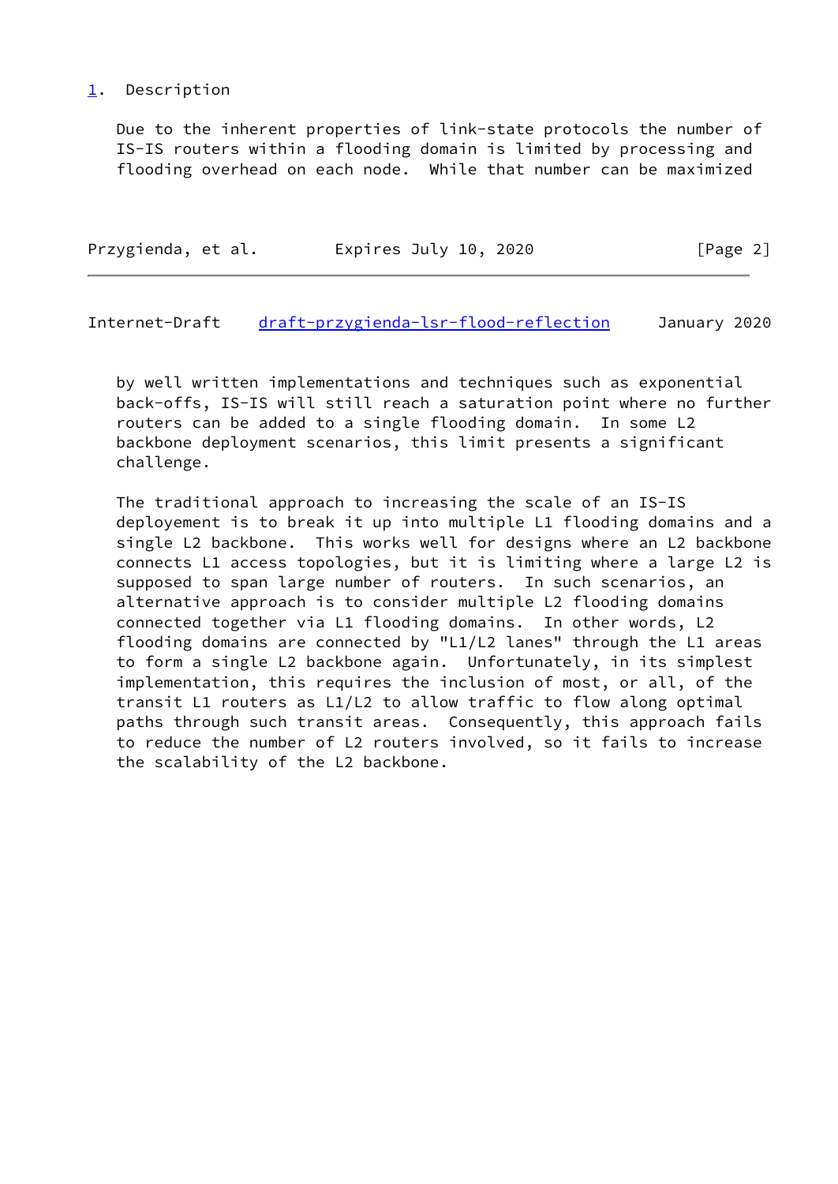# 1. Description

Due to the inherent properties of link-state protocols the number of IS-IS routers within a flooding domain is limited by processing and flooding overhead on each node. While that number can be maximized by well written implementations and techniques such as exponential back-offs, IS-IS will still reach a saturation point where no further routers can be added to a single flooding domain. In some L2 backbone deployment scenarios, this limit presents a significant challenge.

The traditional approach to increasing the scale of an IS-IS deployement is to break it up into multiple L1 flooding domains and a single L2 backbone. This works well for designs where an L2 backbone connects L1 access topologies, but it is limiting where a large L2 is supposed to span large number of routers. In such scenarios, an alternative approach is to consider multiple L2 flooding domains connected together via L1 flooding domains. In other words, L2 flooding domains are connected by "L1/L2 lanes" through the L1 areas to form a single L2 backbone again. Unfortunately, in its simplest implementation, this requires the inclusion of most, or all, of the transit L1 routers as L1/L2 to allow traffic to flow along optimal paths through such transit areas. Consequently, this approach fails to reduce the number of L2 routers involved, so it fails to increase the scalability of the L2 backbone.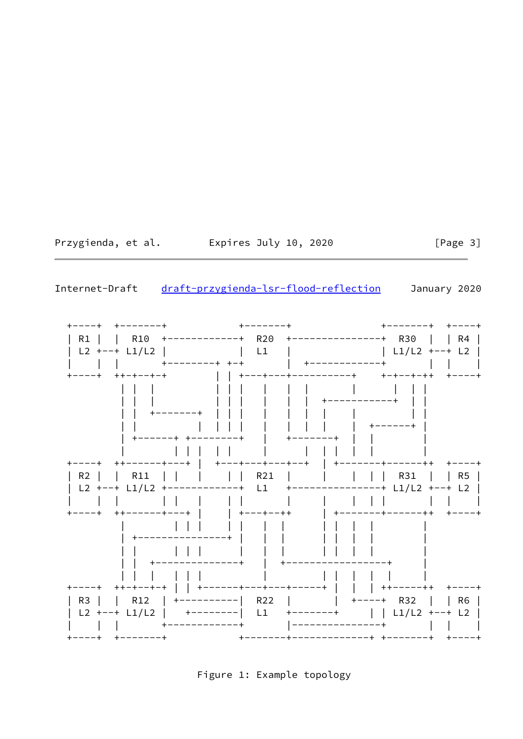```
  +----+  +-------+            +-------+               +-------+  +----+
  | R1 |  |  R10  +------------+  R20  +---------------+ R30   |  | R4 |
  | L2 +--+ L1/L2 |            |  L1   |               | L1/L2 +--+ L2 |
  |    |  |       +--------+ +-+       |  +------------+       |  |    |
  +----+  ++-+--+-+        | | +---+---+----------+    +-+--+-++  +----+
           | |  |          | | |   |   |  |       |      |  | |
           | |  |          | | |   |   |  |  +-----------+  | |
           | |  +-------+  | | |   |   |  |  |    |         | |
           | |          |  | | |   |   |  |  |    |  +------+ |
           | +------+ +--------+   |   +-------+  |  |        |
           |        | | |  | |     |      |  | |  |  |        |
  +----+  ++------+---+ |  +---+---+---+--+  | +-------+------++  +----+
  | R2 |  |  R11  | |   |    | |  R21  |     |    |  | |  R31  |  | R5 |
  | L2 +--+ L1/L2 +------------+  L1   +---------------+ L1/L2 +--+ L2 |
  |    |  |       | |   |    | |       |     |    |  | |       |  |    |
  +----+  ++------+---+ |    | +---+--++     | +-------+------++  +----+
           |        | | |    | |   |  |      | |  |  |        |
           | +---------------+ |   |  |      | |  |  |        |
           | |      | | |      |   |  |      | |  |  |        |
           | |  +--------------+   |  +-----------------+     |
           | |  |   | | |          |         | |  |  |  |     |
  +----+  ++-+--+-+ | | +------+---+---+-----+ |  |  | ++------++  +----+
  | R3 |  |  R12  | +----------|  R22  |       |  +----+  R32  |  | R6 |
  | L2 +--+ L1/L2 |   +--------|  L1   +-------+     | | L1/L2 +--+ L2 |
  |    |  |       +------------+       |---------------+       |  |    |
  +----+  +-------+            +-------+-------------+ +-------+  +----+
```

Figure 1: Example topology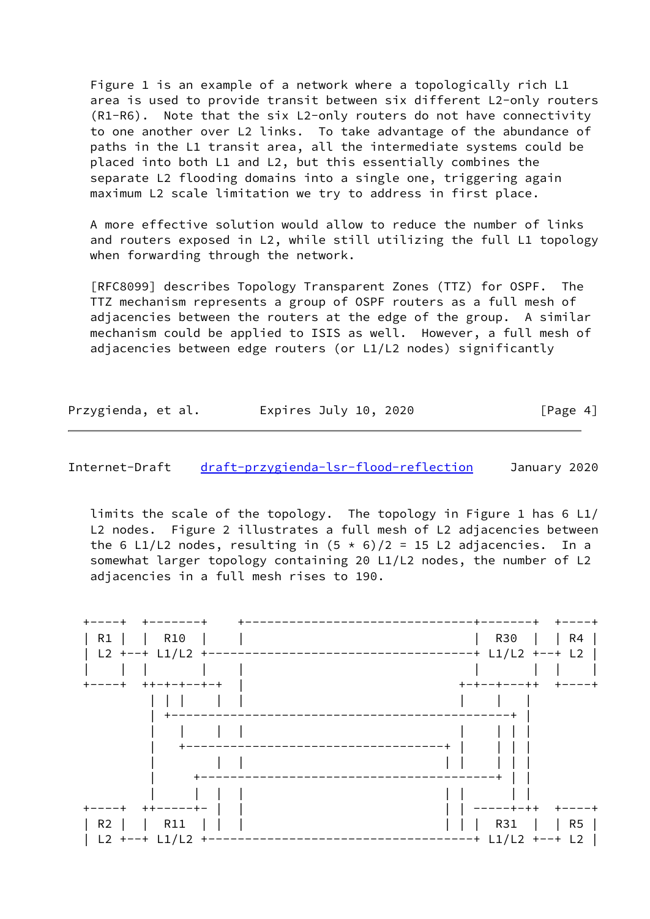Figure 1 is an example of a network where a topologically rich L1 area is used to provide transit between six different L2-only routers (R1-R6). Note that the six L2-only routers do not have connectivity to one another over L2 links. To take advantage of the abundance of paths in the L1 transit area, all the intermediate systems could be placed into both L1 and L2, but this essentially combines the separate L2 flooding domains into a single one, triggering again maximum L2 scale limitation we try to address in first place.

A more effective solution would allow to reduce the number of links and routers exposed in L2, while still utilizing the full L1 topology when forwarding through the network.

[RFC8099] describes Topology Transparent Zones (TTZ) for OSPF. The TTZ mechanism represents a group of OSPF routers as a full mesh of adjacencies between the routers at the edge of the group. A similar mechanism could be applied to ISIS as well. However, a full mesh of adjacencies between edge routers (or L1/L2 nodes) significantly limits the scale of the topology. The topology in Figure 1 has 6 L1/L2 nodes. Figure 2 illustrates a full mesh of L2 adjacencies between the 6 L1/L2 nodes, resulting in (5 * 6)/2 = 15 L2 adjacencies. In a somewhat larger topology containing 20 L1/L2 nodes, the number of L2 adjacencies in a full mesh rises to 190.

```
+----+  +-------+    +-------------------------------+-------+  +----+
| R1 |  |  R10  |    |                               |  R30  |  | R4 |
| L2 +--+ L1/L2 +------------------------------------+ L1/L2 +--+ L2 |
|    |  |       |    |                               |       |  |    |
+----+  ++-+-+--+-+  |                            +-+--+---++  +----+
          | | |    |  |                            |    |   |
          | +-------------------------------------------------+ |
          |   |    |  |                            |    | | |
          |   +------------------------------------+ |    | | |
          |        |  |                         | |    | | |
          |     +-----------------------------------------+ | |
          |     |  |  |                         | |       | |
+----+  ++-----+- |  |                         | | -----+-++  +----+
| R2 |  |  R11  | |  |                         | | |  R31  |  | R5 |
| L2 +--+ L1/L2 +------------------------------------+ L1/L2 +--+ L2 |
```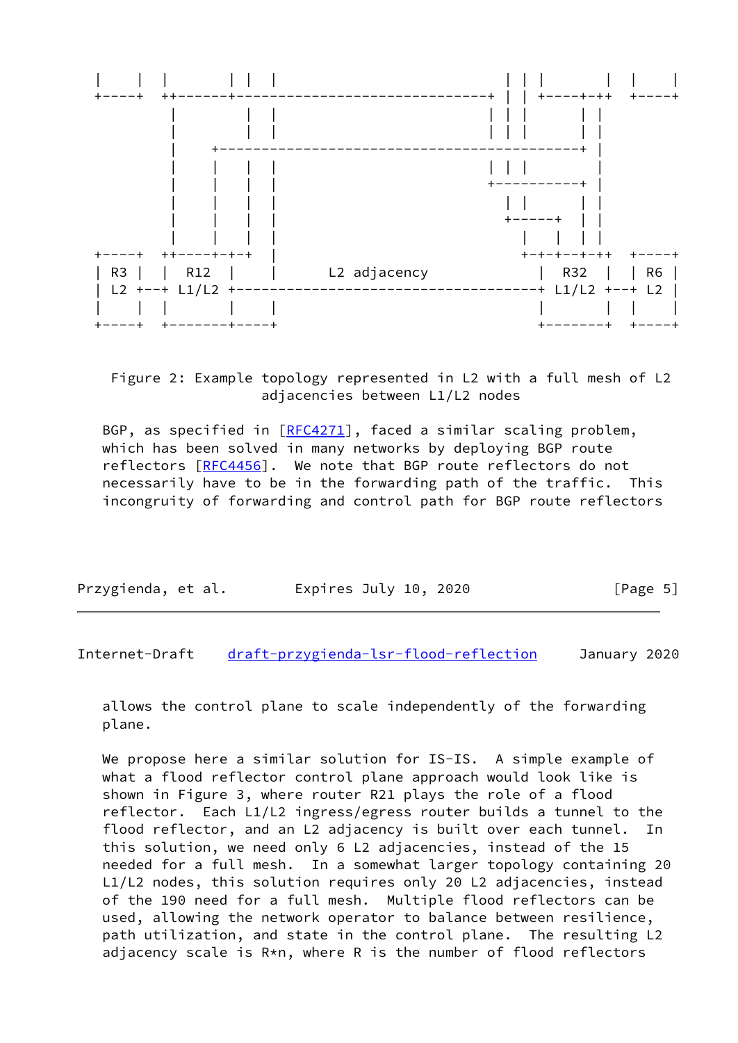```
 |    |  |        | |  |                          | | |        |  |    |
 +----+  ++-------+-------------------------------+ | | +----+-++ +----+
          |        |  |                          | | |      | |
          |        |  |                          | | |      | |
          |    +-----------------------------------------+ |
          |    |   |  |                          | | |      |
          |    |   |  |                          +----------+ |
          |    |   |  |                            | |      | |
          |    |   |  |                            +-----+  | |
          |    |   |  |                               |   | | |
 +----+  ++----+-+-+  |                             +-+-+--+-++ +----+
 | R3 |  |  R12  |    |       L2 adjacency          |  R32  |  | R6 |
 | L2 +--+ L1/L2 +----------------------------------+ L1/L2 +--+ L2 |
 |    |  |       |    |                             |       |  |    |
 +----+  +-------+----+                             +-------+  +----+
```

Figure 2: Example topology represented in L2 with a full mesh of L2 adjacencies between L1/L2 nodes

BGP, as specified in [RFC4271], faced a similar scaling problem, which has been solved in many networks by deploying BGP route reflectors [RFC4456]. We note that BGP route reflectors do not necessarily have to be in the forwarding path of the traffic. This incongruity of forwarding and control path for BGP route reflectors allows the control plane to scale independently of the forwarding plane.

We propose here a similar solution for IS-IS. A simple example of what a flood reflector control plane approach would look like is shown in Figure 3, where router R21 plays the role of a flood reflector. Each L1/L2 ingress/egress router builds a tunnel to the flood reflector, and an L2 adjacency is built over each tunnel. In this solution, we need only 6 L2 adjacencies, instead of the 15 needed for a full mesh. In a somewhat larger topology containing 20 L1/L2 nodes, this solution requires only 20 L2 adjacencies, instead of the 190 need for a full mesh. Multiple flood reflectors can be used, allowing the network operator to balance between resilience, path utilization, and state in the control plane. The resulting L2 adjacency scale is R*n, where R is the number of flood reflectors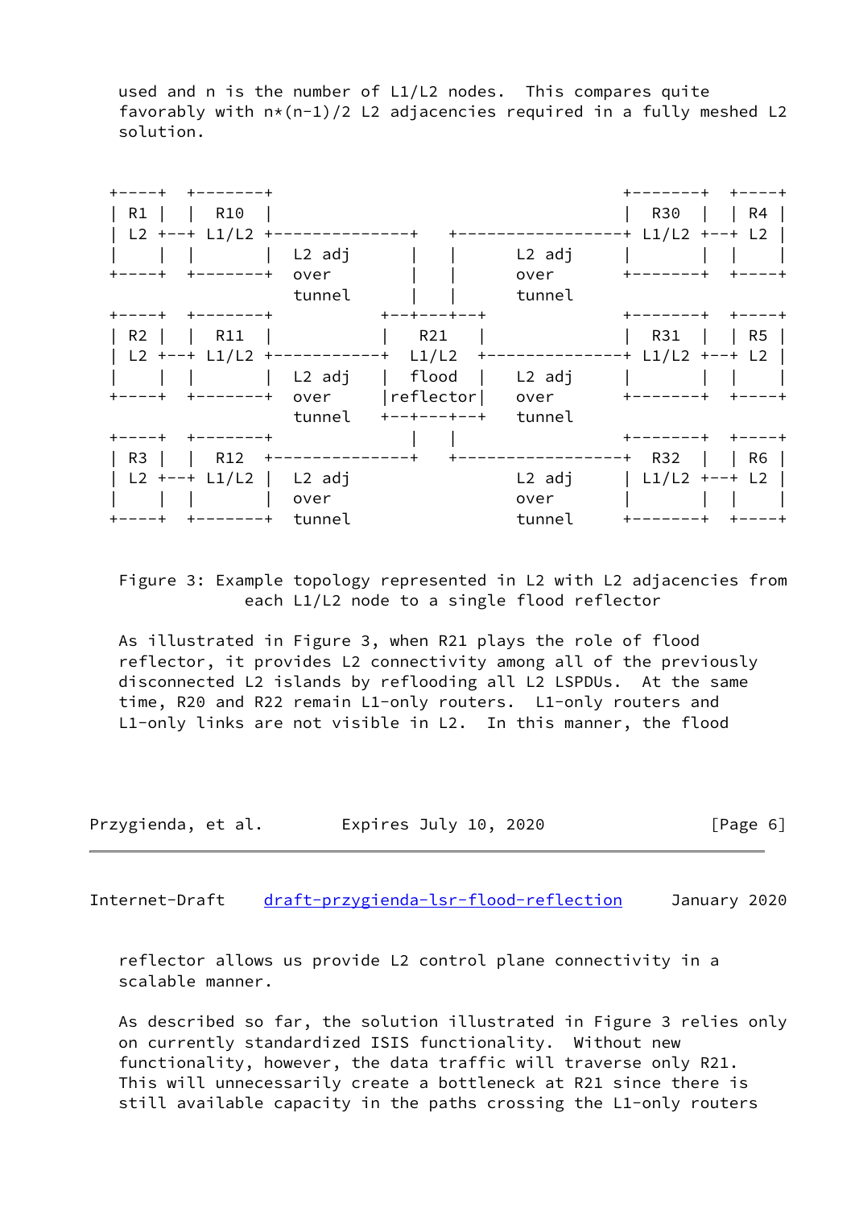used and n is the number of L1/L2 nodes. This compares quite favorably with n*(n-1)/2 L2 adjacencies required in a fully meshed L2 solution.

```
+-----+  +--------+                                      +--------+  +-----+
| R1  |  |  R10   |                                      |  R30   |  | R4  |
| L2  +--+ L1/L2  +---------------+    +-----------------+ L1/L2  +--+ L2  |
|     |  |        |  L2 adj       |    |      L2 adj     |        |  |     |
+-----+  +--------+  over         |    |      over       +--------+  +-----+
                     tunnel       |    |      tunnel
+-----+  +--------+            +--+---+--+               +--------+  +-----+
| R2  |  |  R11   |            |   R21   |               |  R31   |  | R5  |
| L2  +--+ L1/L2  +------------+  L1/L2  +---------------+ L1/L2  +--+ L2  |
|     |  |        |  L2 adj    |  flood  |  L2 adj       |        |  |     |
+-----+  +--------+  over      |reflector|  over         +--------+  +-----+
                     tunnel    +--+---+--+  tunnel
+-----+  +--------+               |    |                 +--------+  +-----+
| R3  |  |  R12   +---------------+    +-----------------+  R32   |  | R6  |
| L2  +--+ L1/L2  |  L2 adj               L2 adj         | L1/L2  +--+ L2  |
|     |  |        |  over                 over           |        |  |     |
+-----+  +--------+  tunnel               tunnel         +--------+  +-----+
```

Figure 3: Example topology represented in L2 with L2 adjacencies from each L1/L2 node to a single flood reflector

As illustrated in Figure 3, when R21 plays the role of flood reflector, it provides L2 connectivity among all of the previously disconnected L2 islands by reflooding all L2 LSPDUs. At the same time, R20 and R22 remain L1-only routers. L1-only routers and L1-only links are not visible in L2. In this manner, the flood reflector allows us provide L2 control plane connectivity in a scalable manner.

As described so far, the solution illustrated in Figure 3 relies only on currently standardized ISIS functionality. Without new functionality, however, the data traffic will traverse only R21. This will unnecessarily create a bottleneck at R21 since there is still available capacity in the paths crossing the L1-only routers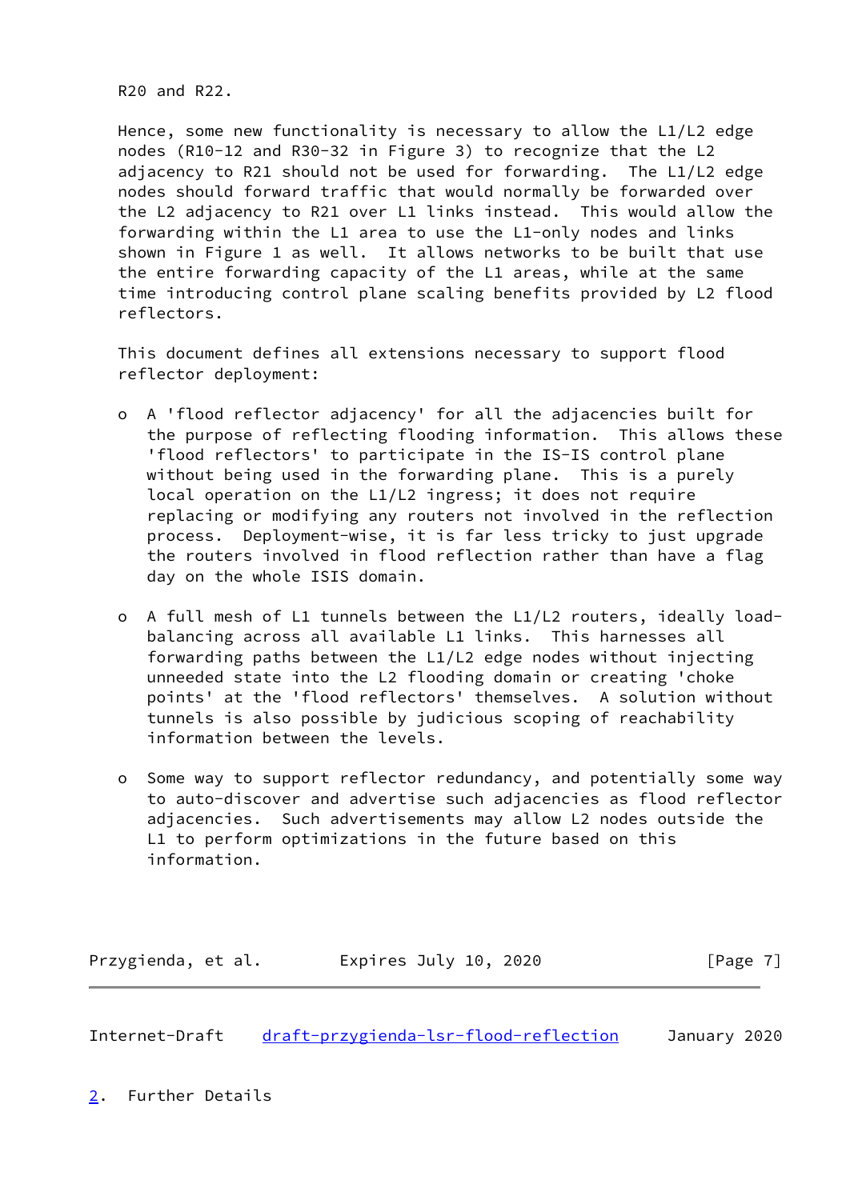R20 and R22.

Hence, some new functionality is necessary to allow the L1/L2 edge nodes (R10-12 and R30-32 in Figure 3) to recognize that the L2 adjacency to R21 should not be used for forwarding. The L1/L2 edge nodes should forward traffic that would normally be forwarded over the L2 adjacency to R21 over L1 links instead. This would allow the forwarding within the L1 area to use the L1-only nodes and links shown in Figure 1 as well. It allows networks to be built that use the entire forwarding capacity of the L1 areas, while at the same time introducing control plane scaling benefits provided by L2 flood reflectors.

This document defines all extensions necessary to support flood reflector deployment:

- A 'flood reflector adjacency' for all the adjacencies built for the purpose of reflecting flooding information. This allows these 'flood reflectors' to participate in the IS-IS control plane without being used in the forwarding plane. This is a purely local operation on the L1/L2 ingress; it does not require replacing or modifying any routers not involved in the reflection process. Deployment-wise, it is far less tricky to just upgrade the routers involved in flood reflection rather than have a flag day on the whole ISIS domain.

- A full mesh of L1 tunnels between the L1/L2 routers, ideally load-balancing across all available L1 links. This harnesses all forwarding paths between the L1/L2 edge nodes without injecting unneeded state into the L2 flooding domain or creating 'choke points' at the 'flood reflectors' themselves. A solution without tunnels is also possible by judicious scoping of reachability information between the levels.

- Some way to support reflector redundancy, and potentially some way to auto-discover and advertise such adjacencies as flood reflector adjacencies. Such advertisements may allow L2 nodes outside the L1 to perform optimizations in the future based on this information.

## 2. Further Details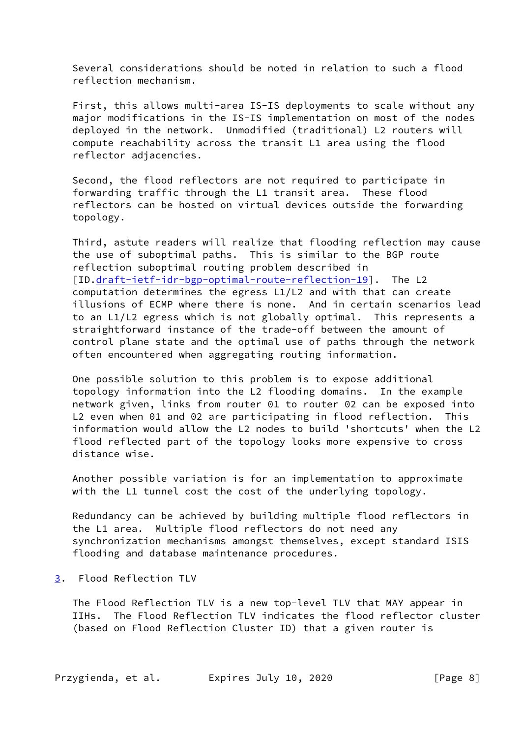Several considerations should be noted in relation to such a flood reflection mechanism.

First, this allows multi-area IS-IS deployments to scale without any major modifications in the IS-IS implementation on most of the nodes deployed in the network. Unmodified (traditional) L2 routers will compute reachability across the transit L1 area using the flood reflector adjacencies.

Second, the flood reflectors are not required to participate in forwarding traffic through the L1 transit area. These flood reflectors can be hosted on virtual devices outside the forwarding topology.

Third, astute readers will realize that flooding reflection may cause the use of suboptimal paths. This is similar to the BGP route reflection suboptimal routing problem described in [ID.draft-ietf-idr-bgp-optimal-route-reflection-19]. The L2 computation determines the egress L1/L2 and with that can create illusions of ECMP where there is none. And in certain scenarios lead to an L1/L2 egress which is not globally optimal. This represents a straightforward instance of the trade-off between the amount of control plane state and the optimal use of paths through the network often encountered when aggregating routing information.

One possible solution to this problem is to expose additional topology information into the L2 flooding domains. In the example network given, links from router 01 to router 02 can be exposed into L2 even when 01 and 02 are participating in flood reflection. This information would allow the L2 nodes to build 'shortcuts' when the L2 flood reflected part of the topology looks more expensive to cross distance wise.

Another possible variation is for an implementation to approximate with the L1 tunnel cost the cost of the underlying topology.

Redundancy can be achieved by building multiple flood reflectors in the L1 area. Multiple flood reflectors do not need any synchronization mechanisms amongst themselves, except standard ISIS flooding and database maintenance procedures.

## 3. Flood Reflection TLV

The Flood Reflection TLV is a new top-level TLV that MAY appear in IIHs. The Flood Reflection TLV indicates the flood reflector cluster (based on Flood Reflection Cluster ID) that a given router is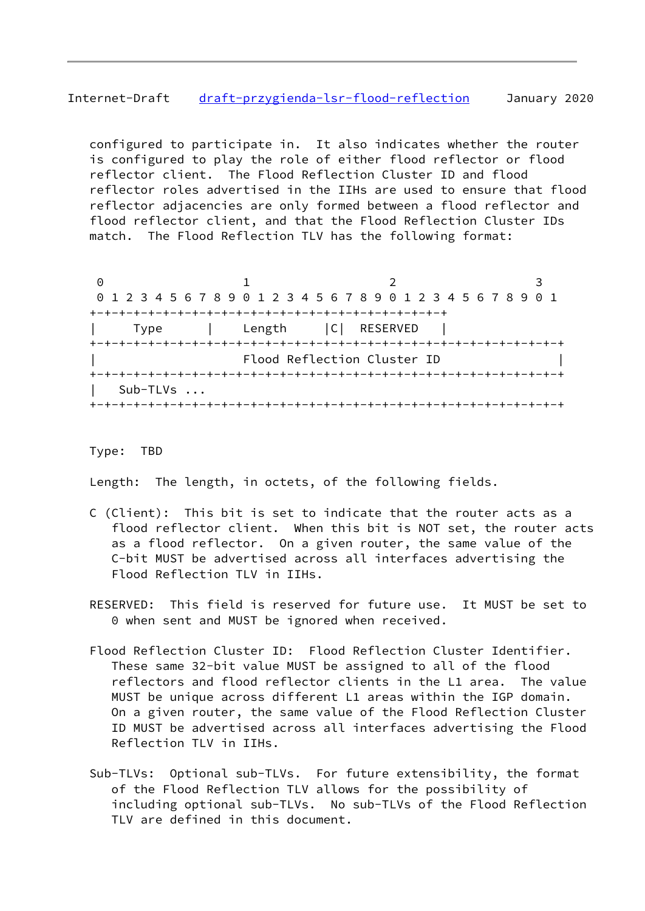configured to participate in. It also indicates whether the router is configured to play the role of either flood reflector or flood reflector client. The Flood Reflection Cluster ID and flood reflector roles advertised in the IIHs are used to ensure that flood reflector adjacencies are only formed between a flood reflector and flood reflector client, and that the Flood Reflection Cluster IDs match. The Flood Reflection TLV has the following format:

```
 0                   1                   2                   3
 0 1 2 3 4 5 6 7 8 9 0 1 2 3 4 5 6 7 8 9 0 1 2 3 4 5 6 7 8 9 0 1
+-+-+-+-+-+-+-+-+-+-+-+-+-+-+-+-+-+-+-+-+-+-+-+-+
|     Type      |     Length    |C|  RESERVED   |
+-+-+-+-+-+-+-+-+-+-+-+-+-+-+-+-+-+-+-+-+-+-+-+-+-+-+-+-+-+-+-+-+
|                    Flood Reflection Cluster ID                |
+-+-+-+-+-+-+-+-+-+-+-+-+-+-+-+-+-+-+-+-+-+-+-+-+-+-+-+-+-+-+-+-+
|   Sub-TLVs ...
+-+-+-+-+-+-+-+-+-+-+-+-+-+-+-+-+-+-+-+-+-+-+-+-+-+-+-+-+-+-+-+-+
```

Type: TBD

Length: The length, in octets, of the following fields.

C (Client): This bit is set to indicate that the router acts as a flood reflector client. When this bit is NOT set, the router acts as a flood reflector. On a given router, the same value of the C-bit MUST be advertised across all interfaces advertising the Flood Reflection TLV in IIHs.

RESERVED: This field is reserved for future use. It MUST be set to 0 when sent and MUST be ignored when received.

Flood Reflection Cluster ID: Flood Reflection Cluster Identifier. These same 32-bit value MUST be assigned to all of the flood reflectors and flood reflector clients in the L1 area. The value MUST be unique across different L1 areas within the IGP domain. On a given router, the same value of the Flood Reflection Cluster ID MUST be advertised across all interfaces advertising the Flood Reflection TLV in IIHs.

Sub-TLVs: Optional sub-TLVs. For future extensibility, the format of the Flood Reflection TLV allows for the possibility of including optional sub-TLVs. No sub-TLVs of the Flood Reflection TLV are defined in this document.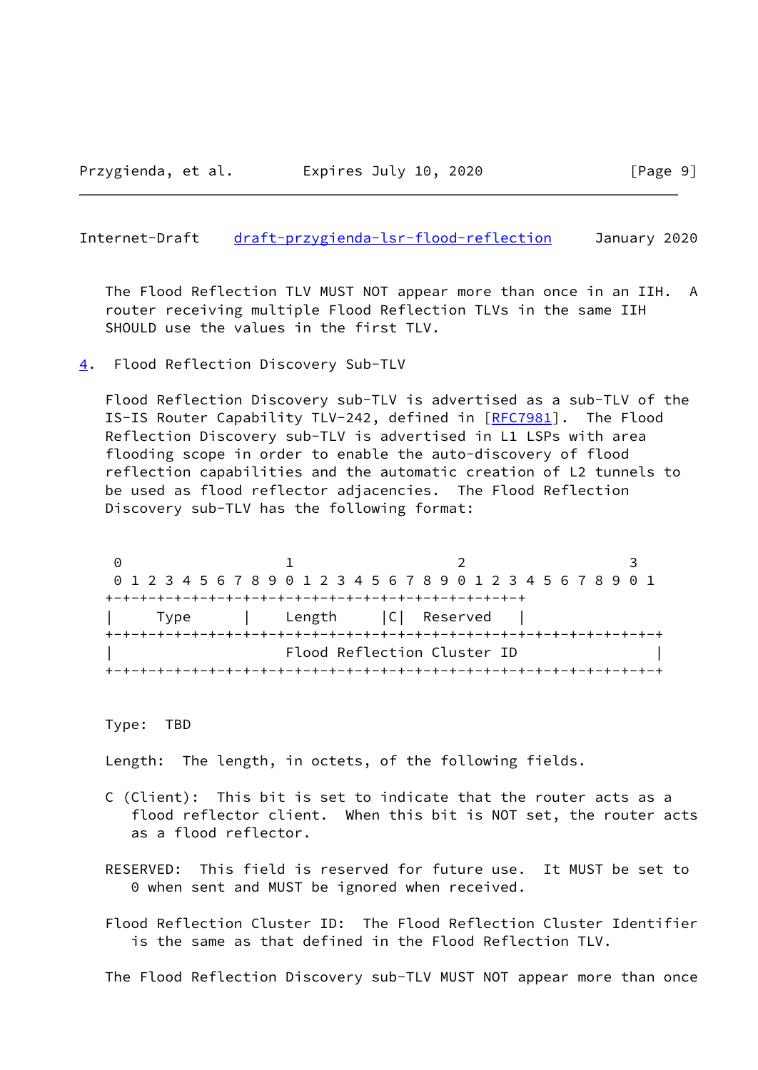The Flood Reflection TLV MUST NOT appear more than once in an IIH. A router receiving multiple Flood Reflection TLVs in the same IIH SHOULD use the values in the first TLV.

## 4. Flood Reflection Discovery Sub-TLV

Flood Reflection Discovery sub-TLV is advertised as a sub-TLV of the IS-IS Router Capability TLV-242, defined in [RFC7981]. The Flood Reflection Discovery sub-TLV is advertised in L1 LSPs with area flooding scope in order to enable the auto-discovery of flood reflection capabilities and the automatic creation of L2 tunnels to be used as flood reflector adjacencies. The Flood Reflection Discovery sub-TLV has the following format:

```
 0                   1                   2                   3
 0 1 2 3 4 5 6 7 8 9 0 1 2 3 4 5 6 7 8 9 0 1 2 3 4 5 6 7 8 9 0 1
+-+-+-+-+-+-+-+-+-+-+-+-+-+-+-+-+-+-+-+-+-+-+-+-+
|     Type      |     Length    |C|  Reserved   |
+-+-+-+-+-+-+-+-+-+-+-+-+-+-+-+-+-+-+-+-+-+-+-+-+-+-+-+-+-+-+-+-+
|                    Flood Reflection Cluster ID                |
+-+-+-+-+-+-+-+-+-+-+-+-+-+-+-+-+-+-+-+-+-+-+-+-+-+-+-+-+-+-+-+-+
```

Type: TBD

Length: The length, in octets, of the following fields.

C (Client): This bit is set to indicate that the router acts as a flood reflector client. When this bit is NOT set, the router acts as a flood reflector.

RESERVED: This field is reserved for future use. It MUST be set to 0 when sent and MUST be ignored when received.

Flood Reflection Cluster ID: The Flood Reflection Cluster Identifier is the same as that defined in the Flood Reflection TLV.

The Flood Reflection Discovery sub-TLV MUST NOT appear more than once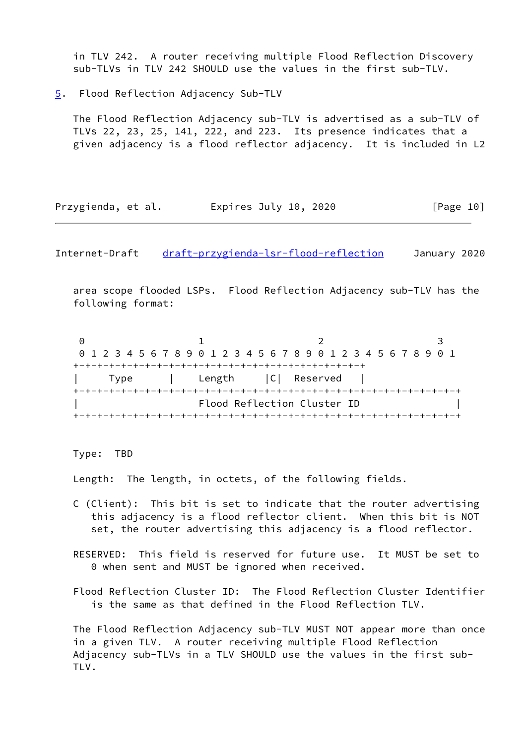in TLV 242. A router receiving multiple Flood Reflection Discovery sub-TLVs in TLV 242 SHOULD use the values in the first sub-TLV.

## 5. Flood Reflection Adjacency Sub-TLV

The Flood Reflection Adjacency sub-TLV is advertised as a sub-TLV of TLVs 22, 23, 25, 141, 222, and 223. Its presence indicates that a given adjacency is a flood reflector adjacency. It is included in L2 area scope flooded LSPs. Flood Reflection Adjacency sub-TLV has the following format:

```
 0                   1                   2                   3
 0 1 2 3 4 5 6 7 8 9 0 1 2 3 4 5 6 7 8 9 0 1 2 3 4 5 6 7 8 9 0 1
+-+-+-+-+-+-+-+-+-+-+-+-+-+-+-+-+-+-+-+-+-+-+-+-+
|     Type      |    Length     |C|  Reserved   |
+-+-+-+-+-+-+-+-+-+-+-+-+-+-+-+-+-+-+-+-+-+-+-+-+-+-+-+-+-+-+-+-+
|                   Flood Reflection Cluster ID                 |
+-+-+-+-+-+-+-+-+-+-+-+-+-+-+-+-+-+-+-+-+-+-+-+-+-+-+-+-+-+-+-+-+
```

Type: TBD

Length: The length, in octets, of the following fields.

C (Client): This bit is set to indicate that the router advertising this adjacency is a flood reflector client. When this bit is NOT set, the router advertising this adjacency is a flood reflector.

RESERVED: This field is reserved for future use. It MUST be set to 0 when sent and MUST be ignored when received.

Flood Reflection Cluster ID: The Flood Reflection Cluster Identifier is the same as that defined in the Flood Reflection TLV.

The Flood Reflection Adjacency sub-TLV MUST NOT appear more than once in a given TLV. A router receiving multiple Flood Reflection Adjacency sub-TLVs in a TLV SHOULD use the values in the first sub-TLV.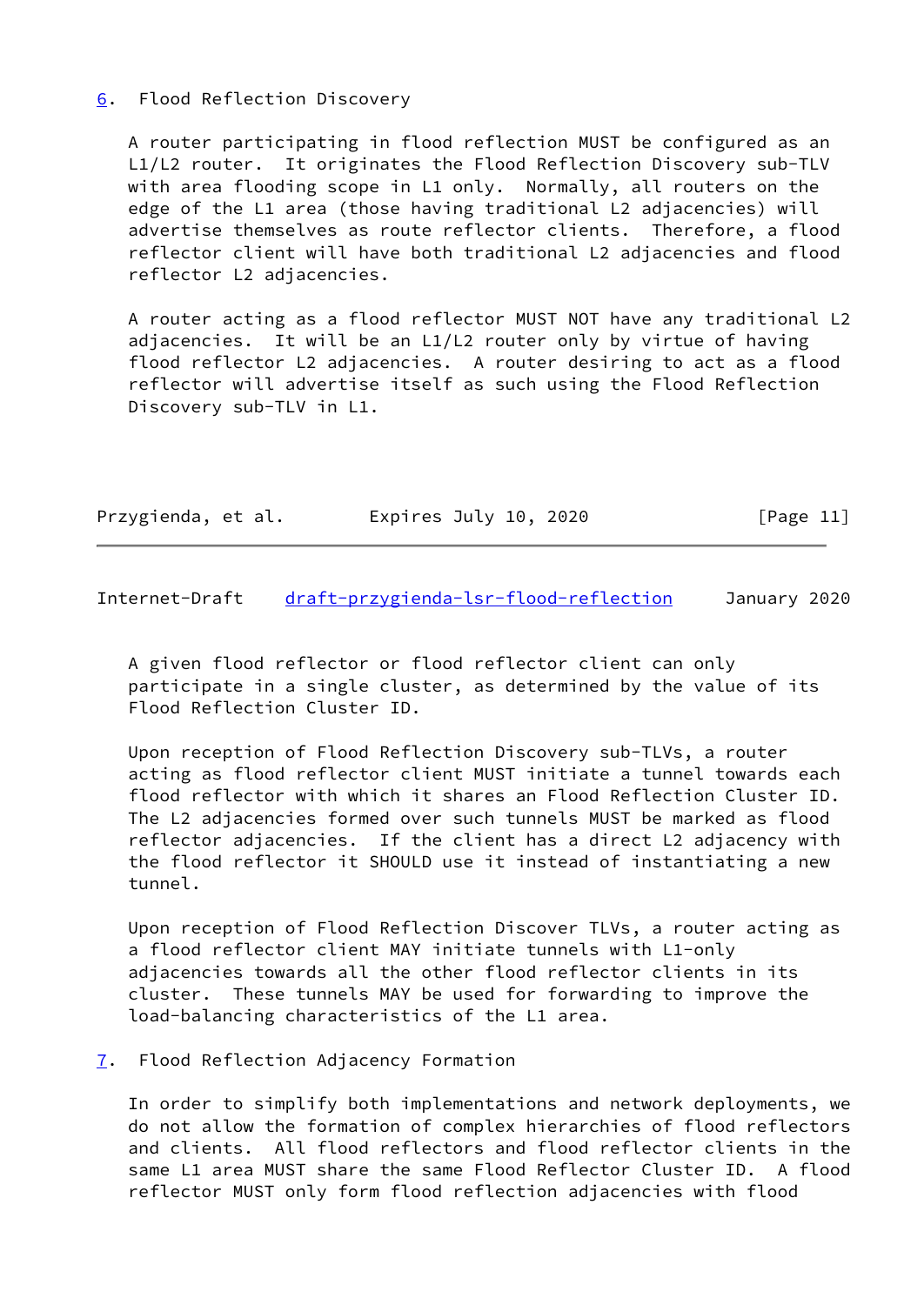## 6. Flood Reflection Discovery

A router participating in flood reflection MUST be configured as an L1/L2 router. It originates the Flood Reflection Discovery sub-TLV with area flooding scope in L1 only. Normally, all routers on the edge of the L1 area (those having traditional L2 adjacencies) will advertise themselves as route reflector clients. Therefore, a flood reflector client will have both traditional L2 adjacencies and flood reflector L2 adjacencies.

A router acting as a flood reflector MUST NOT have any traditional L2 adjacencies. It will be an L1/L2 router only by virtue of having flood reflector L2 adjacencies. A router desiring to act as a flood reflector will advertise itself as such using the Flood Reflection Discovery sub-TLV in L1.

A given flood reflector or flood reflector client can only participate in a single cluster, as determined by the value of its Flood Reflection Cluster ID.

Upon reception of Flood Reflection Discovery sub-TLVs, a router acting as flood reflector client MUST initiate a tunnel towards each flood reflector with which it shares an Flood Reflection Cluster ID. The L2 adjacencies formed over such tunnels MUST be marked as flood reflector adjacencies. If the client has a direct L2 adjacency with the flood reflector it SHOULD use it instead of instantiating a new tunnel.

Upon reception of Flood Reflection Discover TLVs, a router acting as a flood reflector client MAY initiate tunnels with L1-only adjacencies towards all the other flood reflector clients in its cluster. These tunnels MAY be used for forwarding to improve the load-balancing characteristics of the L1 area.

## 7. Flood Reflection Adjacency Formation

In order to simplify both implementations and network deployments, we do not allow the formation of complex hierarchies of flood reflectors and clients. All flood reflectors and flood reflector clients in the same L1 area MUST share the same Flood Reflector Cluster ID. A flood reflector MUST only form flood reflection adjacencies with flood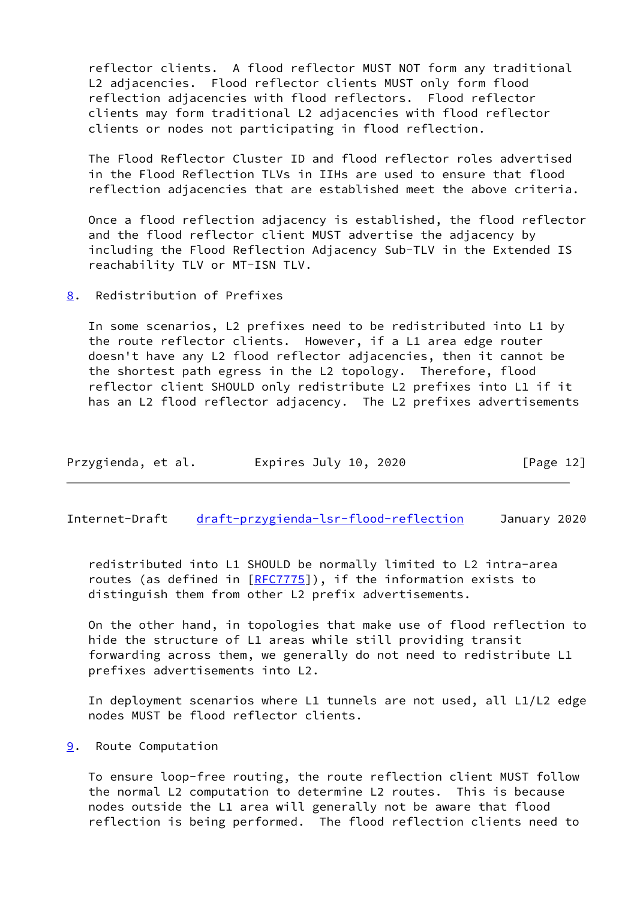reflector clients. A flood reflector MUST NOT form any traditional L2 adjacencies. Flood reflector clients MUST only form flood reflection adjacencies with flood reflectors. Flood reflector clients may form traditional L2 adjacencies with flood reflector clients or nodes not participating in flood reflection.

The Flood Reflector Cluster ID and flood reflector roles advertised in the Flood Reflection TLVs in IIHs are used to ensure that flood reflection adjacencies that are established meet the above criteria.

Once a flood reflection adjacency is established, the flood reflector and the flood reflector client MUST advertise the adjacency by including the Flood Reflection Adjacency Sub-TLV in the Extended IS reachability TLV or MT-ISN TLV.

## 8. Redistribution of Prefixes

In some scenarios, L2 prefixes need to be redistributed into L1 by the route reflector clients. However, if a L1 area edge router doesn't have any L2 flood reflector adjacencies, then it cannot be the shortest path egress in the L2 topology. Therefore, flood reflector client SHOULD only redistribute L2 prefixes into L1 if it has an L2 flood reflector adjacency. The L2 prefixes advertisements redistributed into L1 SHOULD be normally limited to L2 intra-area routes (as defined in [RFC7775]), if the information exists to distinguish them from other L2 prefix advertisements.

On the other hand, in topologies that make use of flood reflection to hide the structure of L1 areas while still providing transit forwarding across them, we generally do not need to redistribute L1 prefixes advertisements into L2.

In deployment scenarios where L1 tunnels are not used, all L1/L2 edge nodes MUST be flood reflector clients.

## 9. Route Computation

To ensure loop-free routing, the route reflection client MUST follow the normal L2 computation to determine L2 routes. This is because nodes outside the L1 area will generally not be aware that flood reflection is being performed. The flood reflection clients need to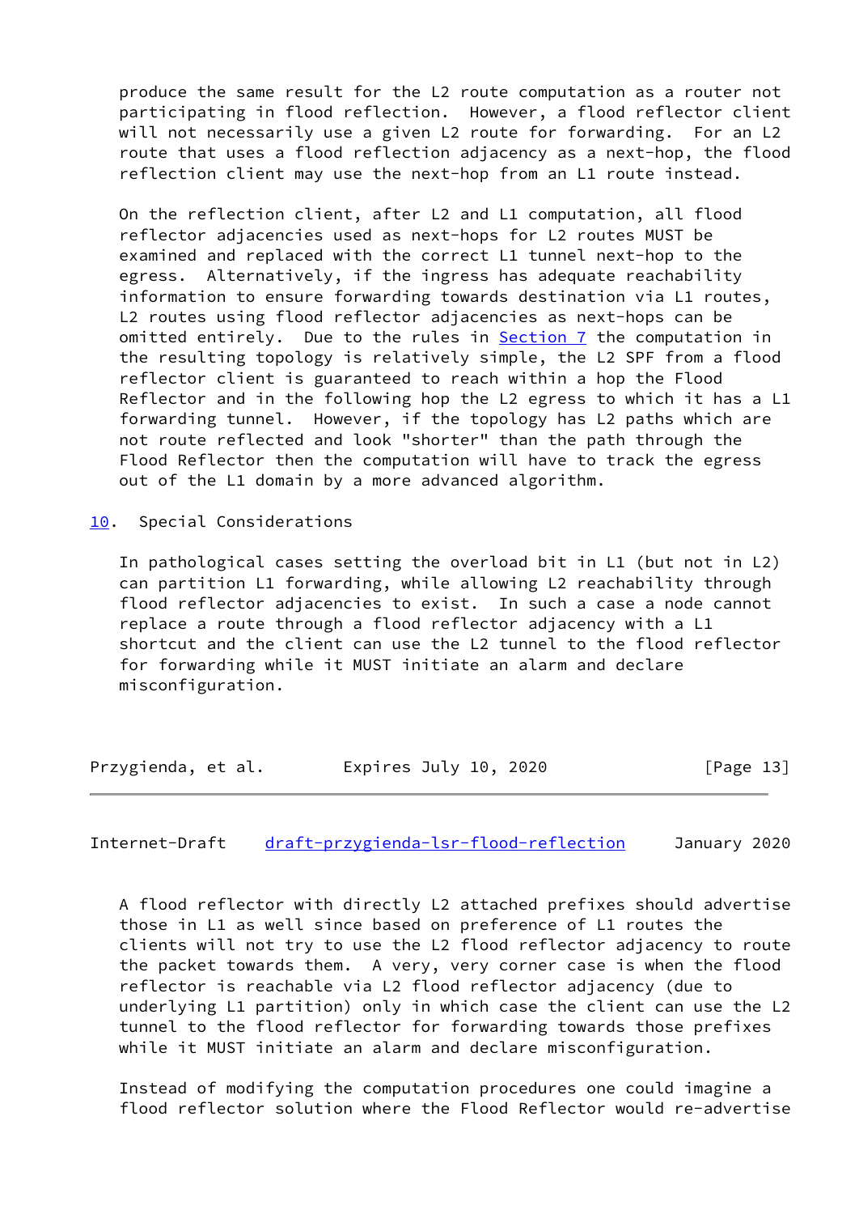produce the same result for the L2 route computation as a router not participating in flood reflection. However, a flood reflector client will not necessarily use a given L2 route for forwarding. For an L2 route that uses a flood reflection adjacency as a next-hop, the flood reflection client may use the next-hop from an L1 route instead.

On the reflection client, after L2 and L1 computation, all flood reflector adjacencies used as next-hops for L2 routes MUST be examined and replaced with the correct L1 tunnel next-hop to the egress. Alternatively, if the ingress has adequate reachability information to ensure forwarding towards destination via L1 routes, L2 routes using flood reflector adjacencies as next-hops can be omitted entirely. Due to the rules in Section 7 the computation in the resulting topology is relatively simple, the L2 SPF from a flood reflector client is guaranteed to reach within a hop the Flood Reflector and in the following hop the L2 egress to which it has a L1 forwarding tunnel. However, if the topology has L2 paths which are not route reflected and look "shorter" than the path through the Flood Reflector then the computation will have to track the egress out of the L1 domain by a more advanced algorithm.

## 10. Special Considerations

In pathological cases setting the overload bit in L1 (but not in L2) can partition L1 forwarding, while allowing L2 reachability through flood reflector adjacencies to exist. In such a case a node cannot replace a route through a flood reflector adjacency with a L1 shortcut and the client can use the L2 tunnel to the flood reflector for forwarding while it MUST initiate an alarm and declare misconfiguration.

A flood reflector with directly L2 attached prefixes should advertise those in L1 as well since based on preference of L1 routes the clients will not try to use the L2 flood reflector adjacency to route the packet towards them. A very, very corner case is when the flood reflector is reachable via L2 flood reflector adjacency (due to underlying L1 partition) only in which case the client can use the L2 tunnel to the flood reflector for forwarding towards those prefixes while it MUST initiate an alarm and declare misconfiguration.

Instead of modifying the computation procedures one could imagine a flood reflector solution where the Flood Reflector would re-advertise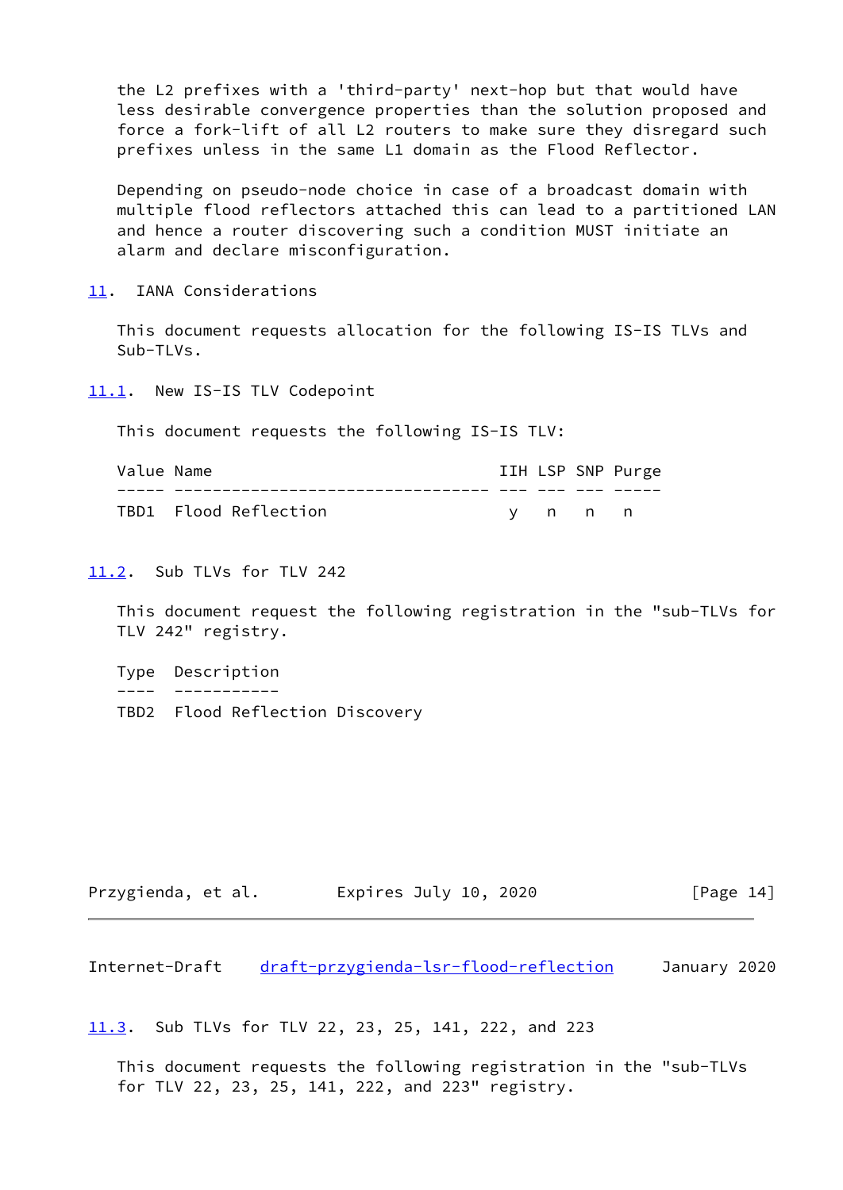the L2 prefixes with a 'third-party' next-hop but that would have less desirable convergence properties than the solution proposed and force a fork-lift of all L2 routers to make sure they disregard such prefixes unless in the same L1 domain as the Flood Reflector.

Depending on pseudo-node choice in case of a broadcast domain with multiple flood reflectors attached this can lead to a partitioned LAN and hence a router discovering such a condition MUST initiate an alarm and declare misconfiguration.

## 11. IANA Considerations

This document requests allocation for the following IS-IS TLVs and Sub-TLVs.

### 11.1. New IS-IS TLV Codepoint

This document requests the following IS-IS TLV:

| Value | Name | IIH | LSP | SNP | Purge |
|---|---|---|---|---|---|
| TBD1 | Flood Reflection | y | n | n | n |

### 11.2. Sub TLVs for TLV 242

This document request the following registration in the "sub-TLVs for TLV 242" registry.

| Type | Description |
|---|---|
| TBD2 | Flood Reflection Discovery |

### 11.3. Sub TLVs for TLV 22, 23, 25, 141, 222, and 223

This document requests the following registration in the "sub-TLVs for TLV 22, 23, 25, 141, 222, and 223" registry.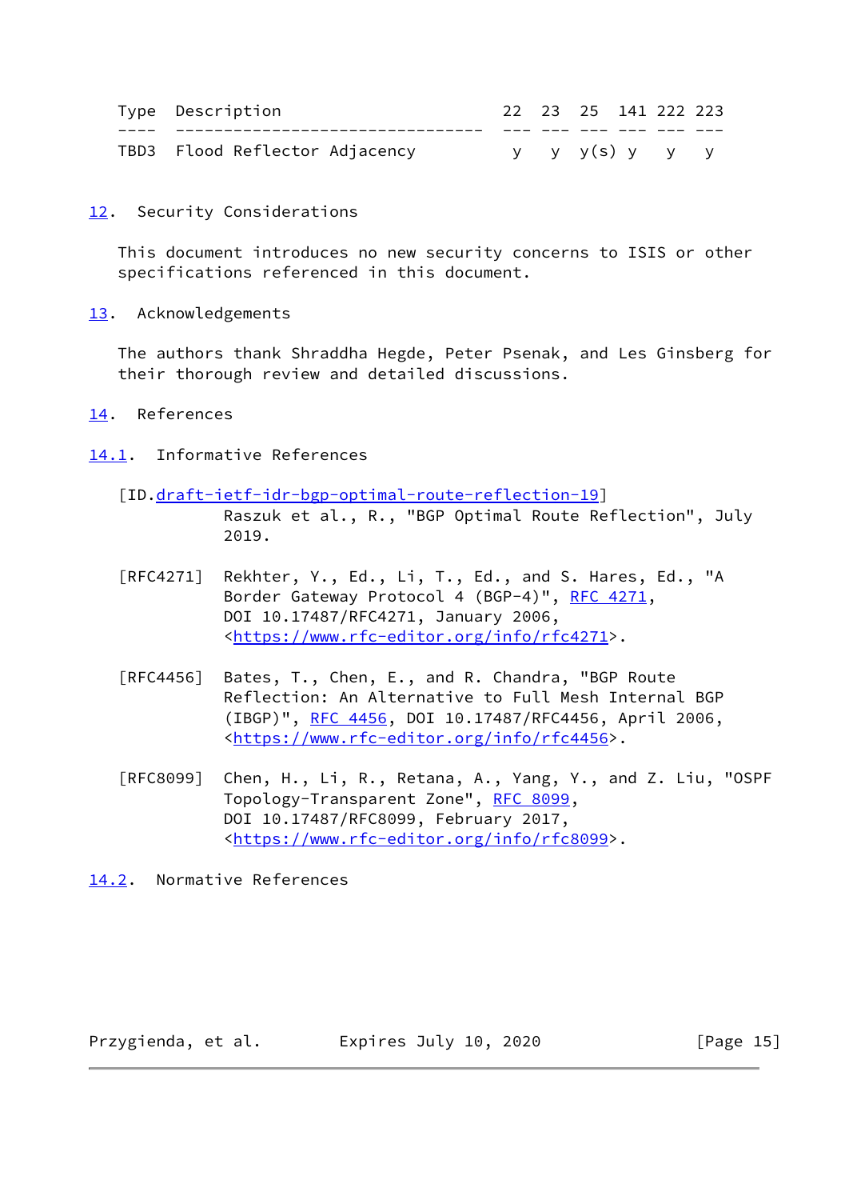| Type | Description | 22 | 23 | 25 | 141 | 222 | 223 |
|---|---|---|---|---|---|---|---|
| TBD3 | Flood Reflector Adjacency | y | y | y(s) | y | y | y |

## 12. Security Considerations

This document introduces no new security concerns to ISIS or other specifications referenced in this document.

## 13. Acknowledgements

The authors thank Shraddha Hegde, Peter Psenak, and Les Ginsberg for their thorough review and detailed discussions.

## 14. References

### 14.1. Informative References

[ID.draft-ietf-idr-bgp-optimal-route-reflection-19]
Raszuk et al., R., "BGP Optimal Route Reflection", July 2019.

[RFC4271] Rekhter, Y., Ed., Li, T., Ed., and S. Hares, Ed., "A Border Gateway Protocol 4 (BGP-4)", RFC 4271, DOI 10.17487/RFC4271, January 2006, <https://www.rfc-editor.org/info/rfc4271>.

[RFC4456] Bates, T., Chen, E., and R. Chandra, "BGP Route Reflection: An Alternative to Full Mesh Internal BGP (IBGP)", RFC 4456, DOI 10.17487/RFC4456, April 2006, <https://www.rfc-editor.org/info/rfc4456>.

[RFC8099] Chen, H., Li, R., Retana, A., Yang, Y., and Z. Liu, "OSPF Topology-Transparent Zone", RFC 8099, DOI 10.17487/RFC8099, February 2017, <https://www.rfc-editor.org/info/rfc8099>.

### 14.2. Normative References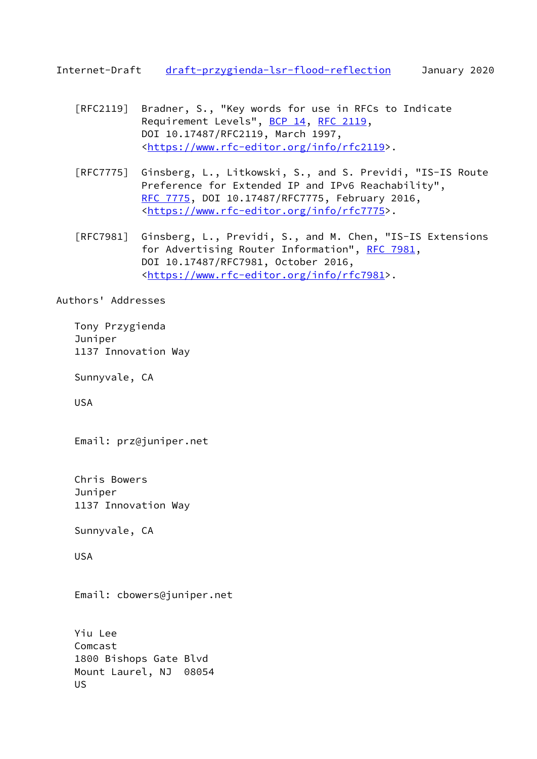[RFC2119] Bradner, S., "Key words for use in RFCs to Indicate Requirement Levels", BCP 14, RFC 2119, DOI 10.17487/RFC2119, March 1997, <https://www.rfc-editor.org/info/rfc2119>.

[RFC7775] Ginsberg, L., Litkowski, S., and S. Previdi, "IS-IS Route Preference for Extended IP and IPv6 Reachability", RFC 7775, DOI 10.17487/RFC7775, February 2016, <https://www.rfc-editor.org/info/rfc7775>.

[RFC7981] Ginsberg, L., Previdi, S., and M. Chen, "IS-IS Extensions for Advertising Router Information", RFC 7981, DOI 10.17487/RFC7981, October 2016, <https://www.rfc-editor.org/info/rfc7981>.

## Authors' Addresses

Tony Przygienda
Juniper
1137 Innovation Way

Sunnyvale, CA

USA

Email: prz@juniper.net

Chris Bowers
Juniper
1137 Innovation Way

Sunnyvale, CA

USA

Email: cbowers@juniper.net

Yiu Lee
Comcast
1800 Bishops Gate Blvd
Mount Laurel, NJ 08054
US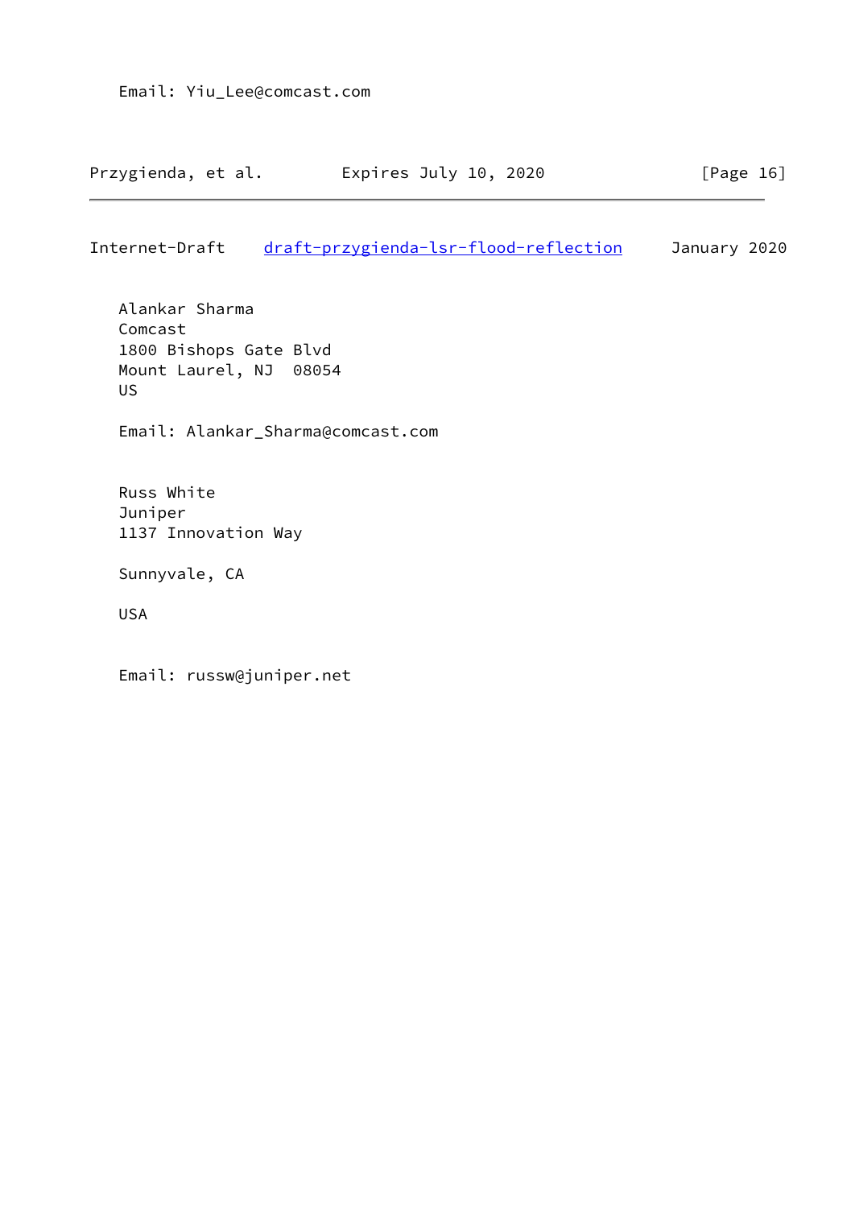Email: Yiu_Lee@comcast.com

Alankar Sharma
Comcast
1800 Bishops Gate Blvd
Mount Laurel, NJ  08054
US

Email: Alankar_Sharma@comcast.com

Russ White
Juniper
1137 Innovation Way

Sunnyvale, CA

USA

Email: russw@juniper.net